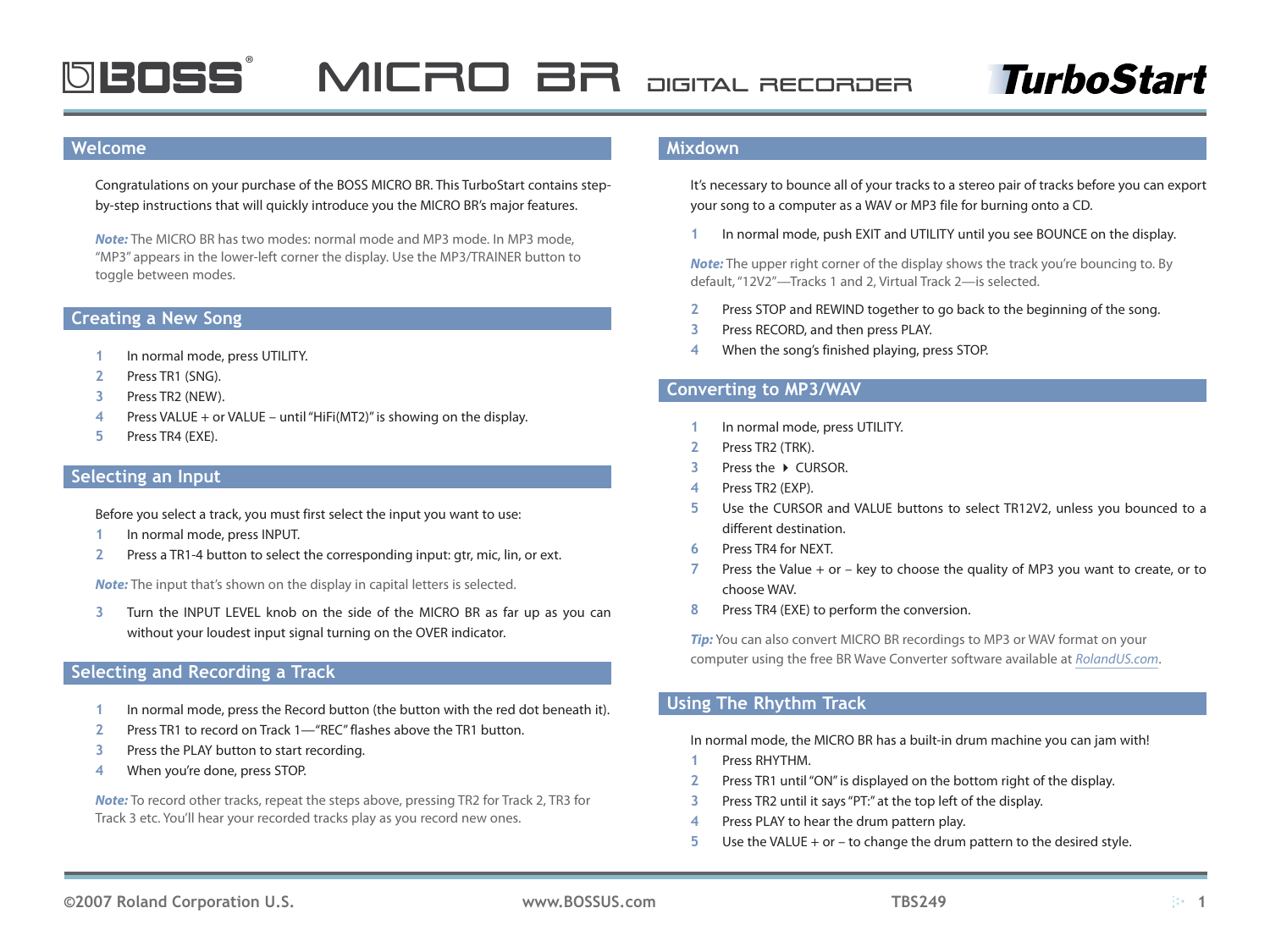# BOSS MICRO BR DIGITAL RECORDER TurboStart

## Welcome

Congratulations on your purchase of the BOSS MICRO BR. This TurboStart contains step-by-step instructions that will quickly introduce you the MICRO BR's major features.

*Note:* The MICRO BR has two modes: normal mode and MP3 mode. In MP3 mode, "MP3" appears in the lower-left corner the display. Use the MP3/TRAINER button to toggle between modes.

## Creating a New Song

1. In normal mode, press UTILITY.
2. Press TR1 (SNG).
3. Press TR2 (NEW).
4. Press VALUE + or VALUE – until "HiFi(MT2)" is showing on the display.
5. Press TR4 (EXE).

## Selecting an Input

Before you select a track, you must first select the input you want to use:

1. In normal mode, press INPUT.
2. Press a TR1-4 button to select the corresponding input: gtr, mic, lin, or ext.

*Note:* The input that's shown on the display in capital letters is selected.

3. Turn the INPUT LEVEL knob on the side of the MICRO BR as far up as you can without your loudest input signal turning on the OVER indicator.

## Selecting and Recording a Track

1. In normal mode, press the Record button (the button with the red dot beneath it).
2. Press TR1 to record on Track 1—"REC" flashes above the TR1 button.
3. Press the PLAY button to start recording.
4. When you're done, press STOP.

*Note:* To record other tracks, repeat the steps above, pressing TR2 for Track 2, TR3 for Track 3 etc. You'll hear your recorded tracks play as you record new ones.

## Mixdown

It's necessary to bounce all of your tracks to a stereo pair of tracks before you can export your song to a computer as a WAV or MP3 file for burning onto a CD.

1. In normal mode, push EXIT and UTILITY until you see BOUNCE on the display.

*Note:* The upper right corner of the display shows the track you're bouncing to. By default, "12V2"—Tracks 1 and 2, Virtual Track 2—is selected.

2. Press STOP and REWIND together to go back to the beginning of the song.
3. Press RECORD, and then press PLAY.
4. When the song's finished playing, press STOP.

## Converting to MP3/WAV

1. In normal mode, press UTILITY.
2. Press TR2 (TRK).
3. Press the ▸ CURSOR.
4. Press TR2 (EXP).
5. Use the CURSOR and VALUE buttons to select TR12V2, unless you bounced to a different destination.
6. Press TR4 for NEXT.
7. Press the Value + or – key to choose the quality of MP3 you want to create, or to choose WAV.
8. Press TR4 (EXE) to perform the conversion.

*Tip:* You can also convert MICRO BR recordings to MP3 or WAV format on your computer using the free BR Wave Converter software available at RolandUS.com.

## Using The Rhythm Track

In normal mode, the MICRO BR has a built-in drum machine you can jam with!

1. Press RHYTHM.
2. Press TR1 until "ON" is displayed on the bottom right of the display.
3. Press TR2 until it says "PT:" at the top left of the display.
4. Press PLAY to hear the drum pattern play.
5. Use the VALUE + or – to change the drum pattern to the desired style.

©2007 Roland Corporation U.S. www.BOSSUS.com TBS249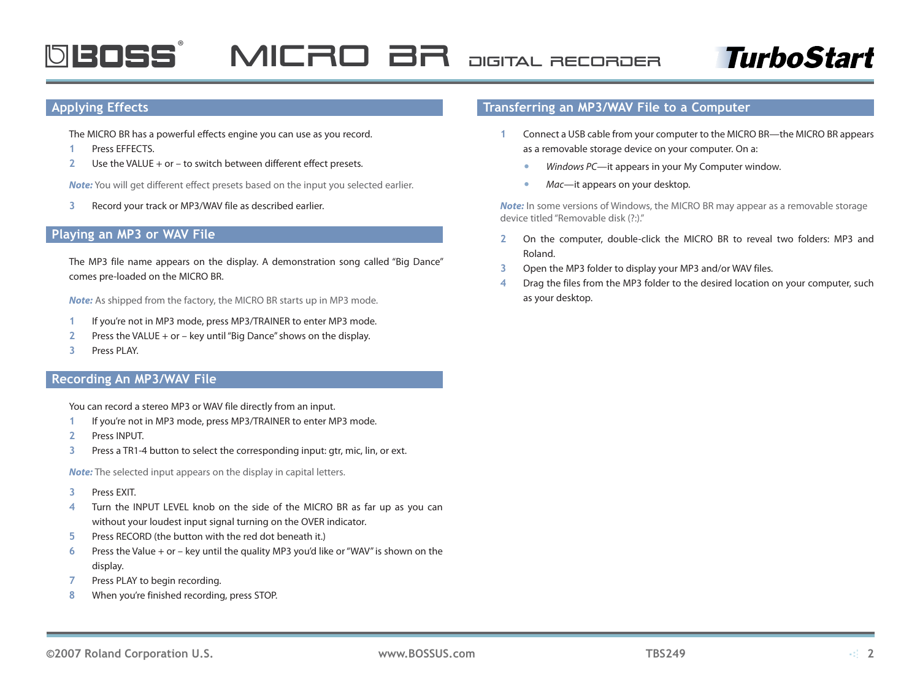## Applying Effects

The MICRO BR has a powerful effects engine you can use as you record.

1. Press EFFECTS.
2. Use the VALUE + or – to switch between different effect presets.

***Note:*** You will get different effect presets based on the input you selected earlier.

3. Record your track or MP3/WAV file as described earlier.

## Playing an MP3 or WAV File

The MP3 file name appears on the display. A demonstration song called "Big Dance" comes pre-loaded on the MICRO BR.

***Note:*** As shipped from the factory, the MICRO BR starts up in MP3 mode.

1. If you're not in MP3 mode, press MP3/TRAINER to enter MP3 mode.
2. Press the VALUE + or – key until "Big Dance" shows on the display.
3. Press PLAY.

## Recording An MP3/WAV File

You can record a stereo MP3 or WAV file directly from an input.

1. If you're not in MP3 mode, press MP3/TRAINER to enter MP3 mode.
2. Press INPUT.
3. Press a TR1-4 button to select the corresponding input: gtr, mic, lin, or ext.

***Note:*** The selected input appears on the display in capital letters.

3. Press EXIT.
4. Turn the INPUT LEVEL knob on the side of the MICRO BR as far up as you can without your loudest input signal turning on the OVER indicator.
5. Press RECORD (the button with the red dot beneath it.)
6. Press the Value + or – key until the quality MP3 you'd like or "WAV" is shown on the display.
7. Press PLAY to begin recording.
8. When you're finished recording, press STOP.

## Transferring an MP3/WAV File to a Computer

1. Connect a USB cable from your computer to the MICRO BR—the MICRO BR appears as a removable storage device on your computer. On a:
   - *Windows PC*—it appears in your My Computer window.
   - *Mac*—it appears on your desktop.

***Note:*** In some versions of Windows, the MICRO BR may appear as a removable storage device titled "Removable disk (?:)."

2. On the computer, double-click the MICRO BR to reveal two folders: MP3 and Roland.
3. Open the MP3 folder to display your MP3 and/or WAV files.
4. Drag the files from the MP3 folder to the desired location on your computer, such as your desktop.

©2007 Roland Corporation U.S. www.BOSSUS.com TBS249